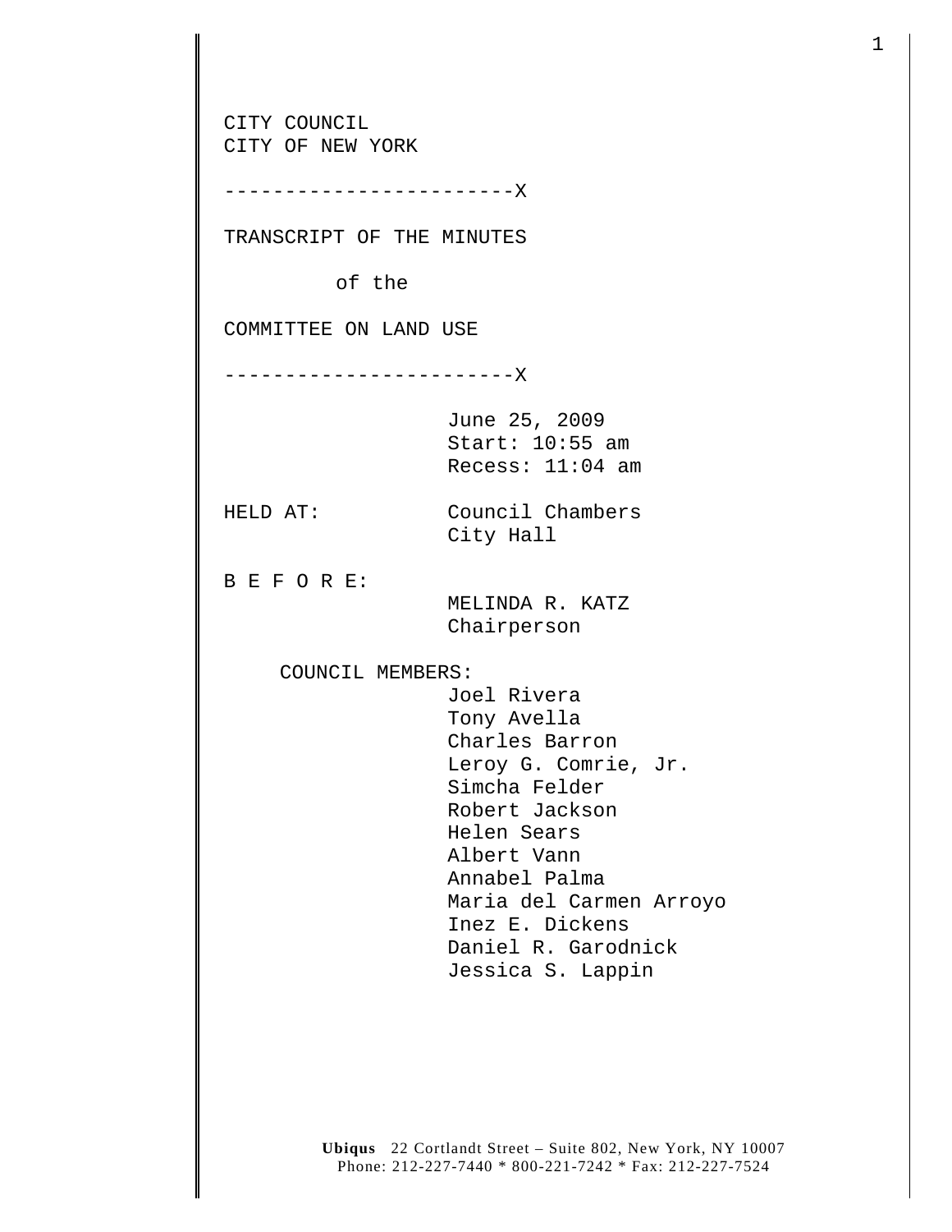CITY COUNCIL
CITY OF NEW YORK

------------------------X

TRANSCRIPT OF THE MINUTES

of the

COMMITTEE ON LAND USE

------------------------X

June 25, 2009
Start: 10:55 am
Recess: 11:04 am

HELD AT: Council Chambers
City Hall

B E F O R E:
MELINDA R. KATZ
Chairperson

COUNCIL MEMBERS:
Joel Rivera
Tony Avella
Charles Barron
Leroy G. Comrie, Jr.
Simcha Felder
Robert Jackson
Helen Sears
Albert Vann
Annabel Palma
Maria del Carmen Arroyo
Inez E. Dickens
Daniel R. Garodnick
Jessica S. Lappin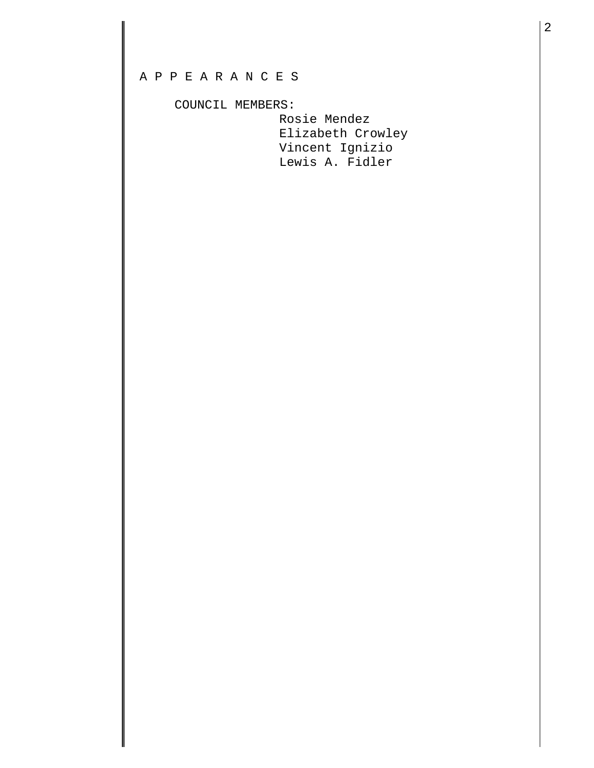A P P E A R A N C E S

COUNCIL MEMBERS:

Rosie Mendez
Elizabeth Crowley
Vincent Ignizio
Lewis A. Fidler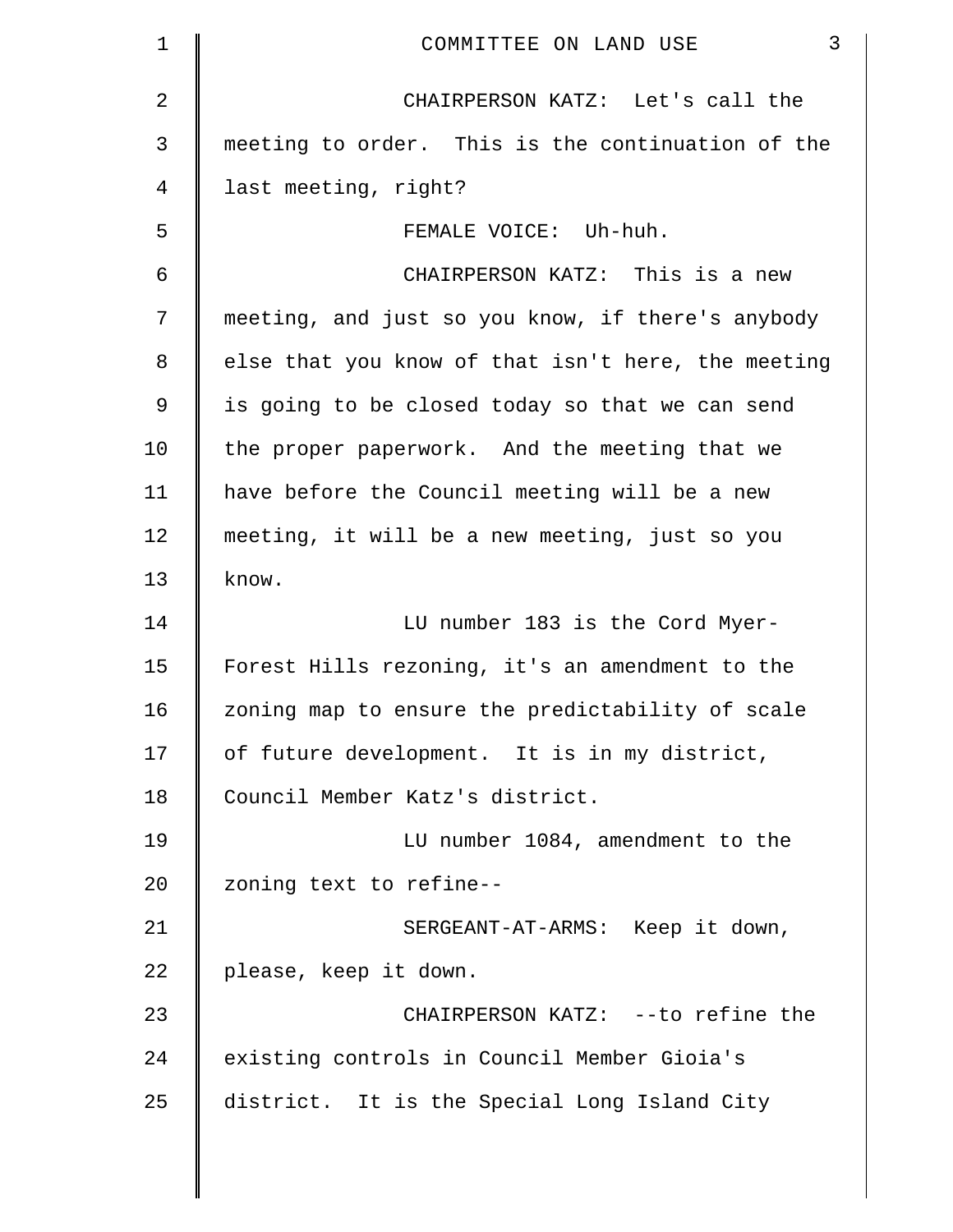CHAIRPERSON KATZ: Let's call the meeting to order. This is the continuation of the last meeting, right?

FEMALE VOICE: Uh-huh.

CHAIRPERSON KATZ: This is a new meeting, and just so you know, if there's anybody else that you know of that isn't here, the meeting is going to be closed today so that we can send the proper paperwork. And the meeting that we have before the Council meeting will be a new meeting, it will be a new meeting, just so you know.

LU number 183 is the Cord Myer-Forest Hills rezoning, it's an amendment to the zoning map to ensure the predictability of scale of future development. It is in my district, Council Member Katz's district.

LU number 1084, amendment to the zoning text to refine--

SERGEANT-AT-ARMS: Keep it down, please, keep it down.

CHAIRPERSON KATZ: --to refine the existing controls in Council Member Gioia's district. It is the Special Long Island City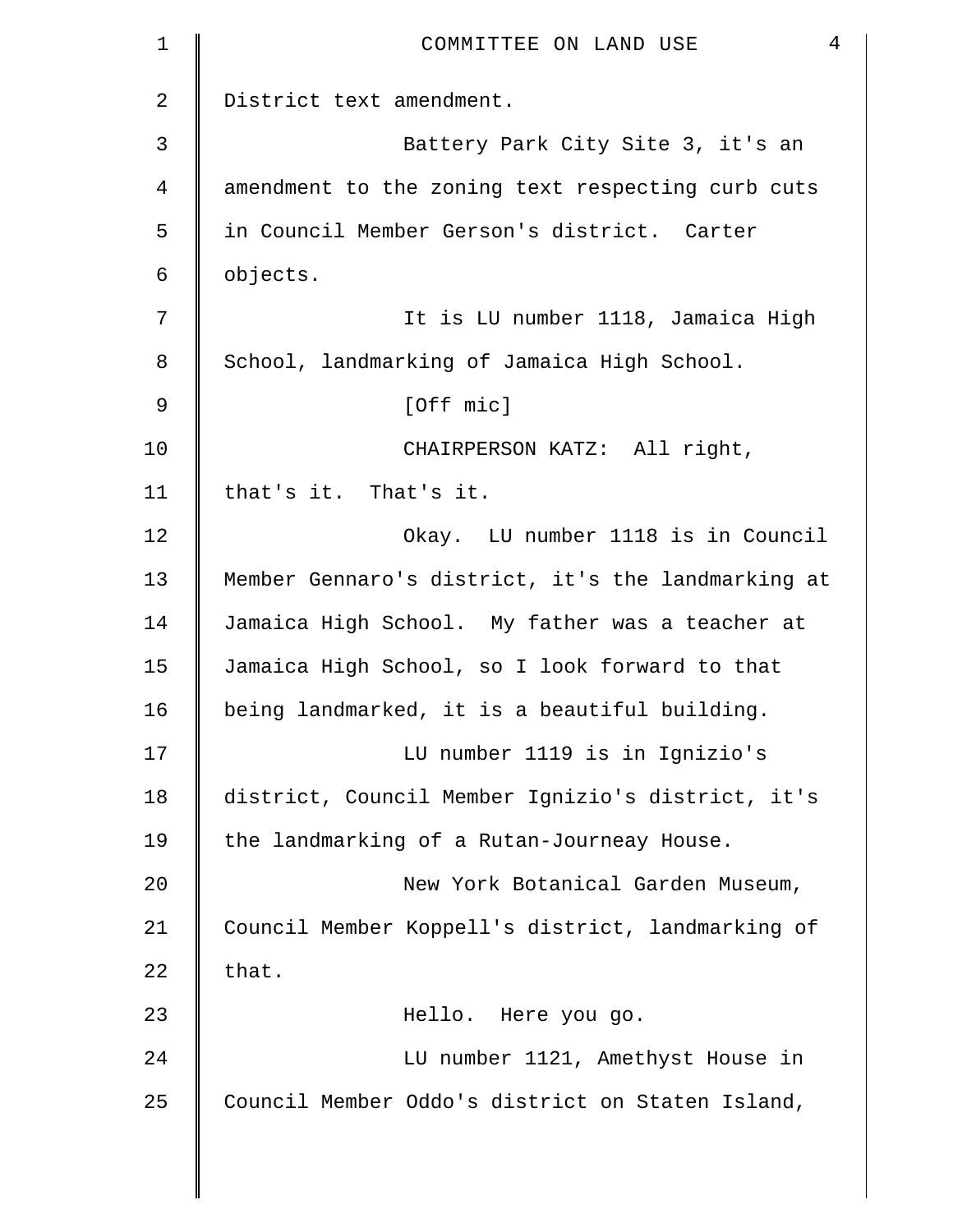District text amendment.

Battery Park City Site 3, it's an amendment to the zoning text respecting curb cuts in Council Member Gerson's district. Carter objects.

It is LU number 1118, Jamaica High School, landmarking of Jamaica High School.

[Off mic]

CHAIRPERSON KATZ: All right, that's it. That's it.

Okay. LU number 1118 is in Council Member Gennaro's district, it's the landmarking at Jamaica High School. My father was a teacher at Jamaica High School, so I look forward to that being landmarked, it is a beautiful building.

LU number 1119 is in Ignizio's district, Council Member Ignizio's district, it's the landmarking of a Rutan-Journeay House.

New York Botanical Garden Museum, Council Member Koppell's district, landmarking of that.

Hello. Here you go.

LU number 1121, Amethyst House in Council Member Oddo's district on Staten Island,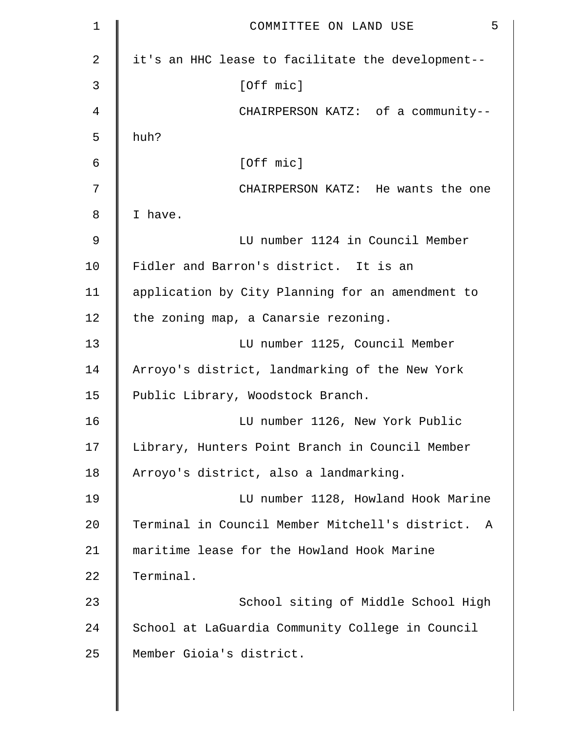it's an HHC lease to facilitate the development--

[Off mic]

CHAIRPERSON KATZ: of a community-- huh?

[Off mic]

CHAIRPERSON KATZ: He wants the one I have.

LU number 1124 in Council Member Fidler and Barron's district. It is an application by City Planning for an amendment to the zoning map, a Canarsie rezoning.

LU number 1125, Council Member Arroyo's district, landmarking of the New York Public Library, Woodstock Branch.

LU number 1126, New York Public Library, Hunters Point Branch in Council Member Arroyo's district, also a landmarking.

LU number 1128, Howland Hook Marine Terminal in Council Member Mitchell's district. A maritime lease for the Howland Hook Marine Terminal.

School siting of Middle School High School at LaGuardia Community College in Council Member Gioia's district.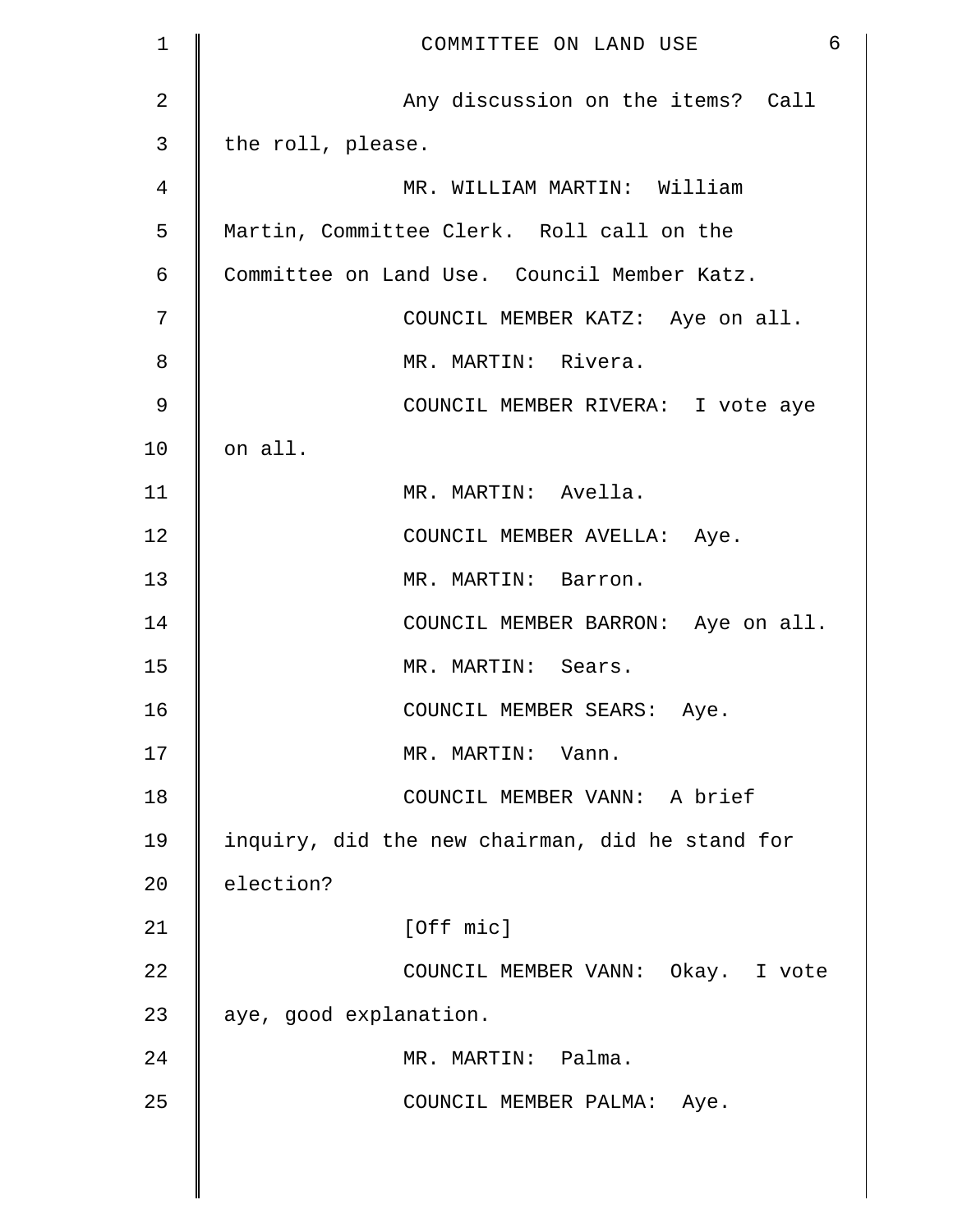Any discussion on the items? Call the roll, please.

MR. WILLIAM MARTIN: William Martin, Committee Clerk. Roll call on the Committee on Land Use. Council Member Katz.

COUNCIL MEMBER KATZ: Aye on all.

MR. MARTIN: Rivera.

COUNCIL MEMBER RIVERA: I vote aye on all.

MR. MARTIN: Avella.

COUNCIL MEMBER AVELLA: Aye.

MR. MARTIN: Barron.

COUNCIL MEMBER BARRON: Aye on all.

MR. MARTIN: Sears.

COUNCIL MEMBER SEARS: Aye.

MR. MARTIN: Vann.

COUNCIL MEMBER VANN: A brief inquiry, did the new chairman, did he stand for election?

[Off mic]

COUNCIL MEMBER VANN: Okay. I vote aye, good explanation.

MR. MARTIN: Palma.

COUNCIL MEMBER PALMA: Aye.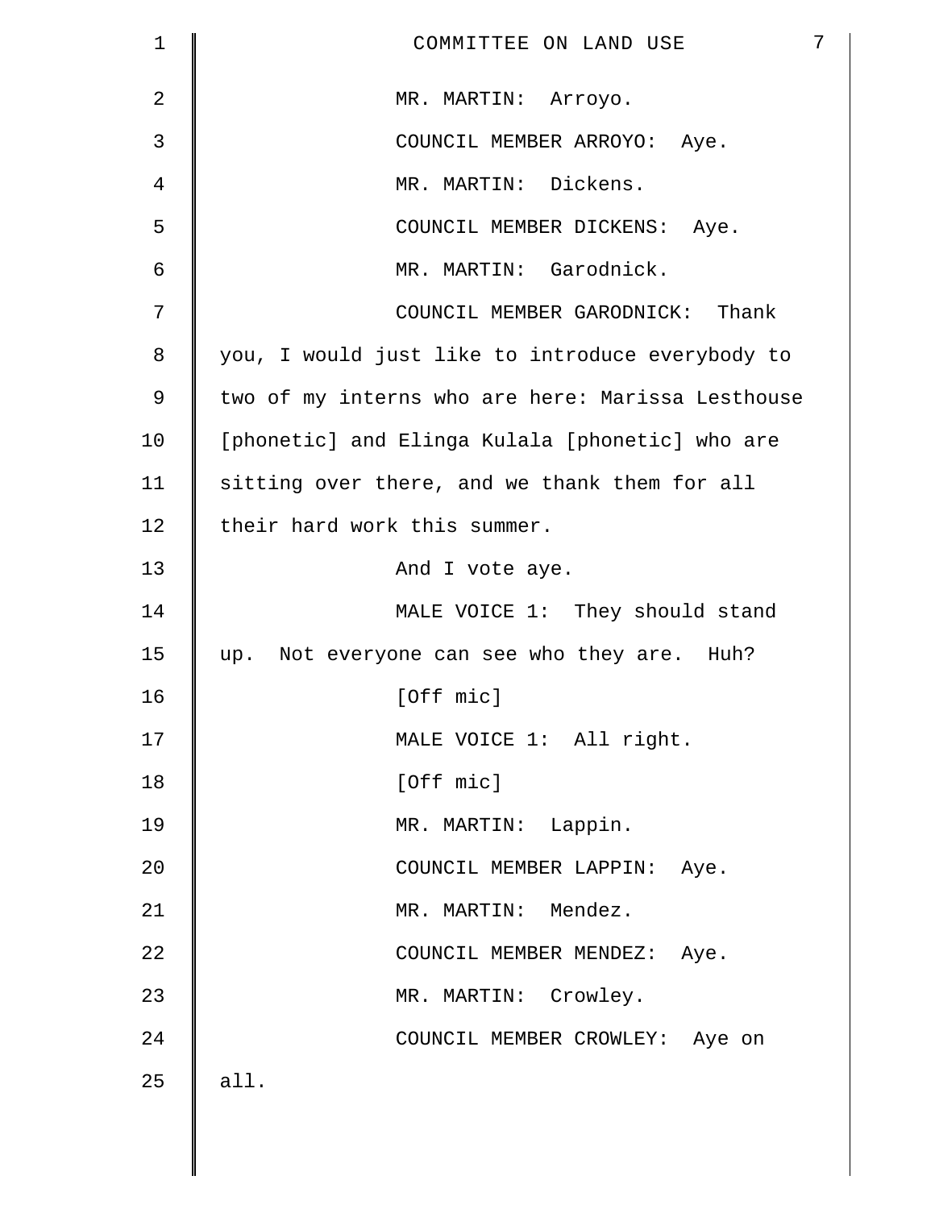MR. MARTIN: Arroyo.

COUNCIL MEMBER ARROYO: Aye.

MR. MARTIN: Dickens.

COUNCIL MEMBER DICKENS: Aye.

MR. MARTIN: Garodnick.

COUNCIL MEMBER GARODNICK: Thank you, I would just like to introduce everybody to two of my interns who are here: Marissa Lesthouse [phonetic] and Elinga Kulala [phonetic] who are sitting over there, and we thank them for all their hard work this summer.

And I vote aye.

MALE VOICE 1: They should stand up. Not everyone can see who they are. Huh?

[Off mic]

MALE VOICE 1: All right.

[Off mic]

MR. MARTIN: Lappin.

COUNCIL MEMBER LAPPIN: Aye.

MR. MARTIN: Mendez.

COUNCIL MEMBER MENDEZ: Aye.

MR. MARTIN: Crowley.

COUNCIL MEMBER CROWLEY: Aye on all.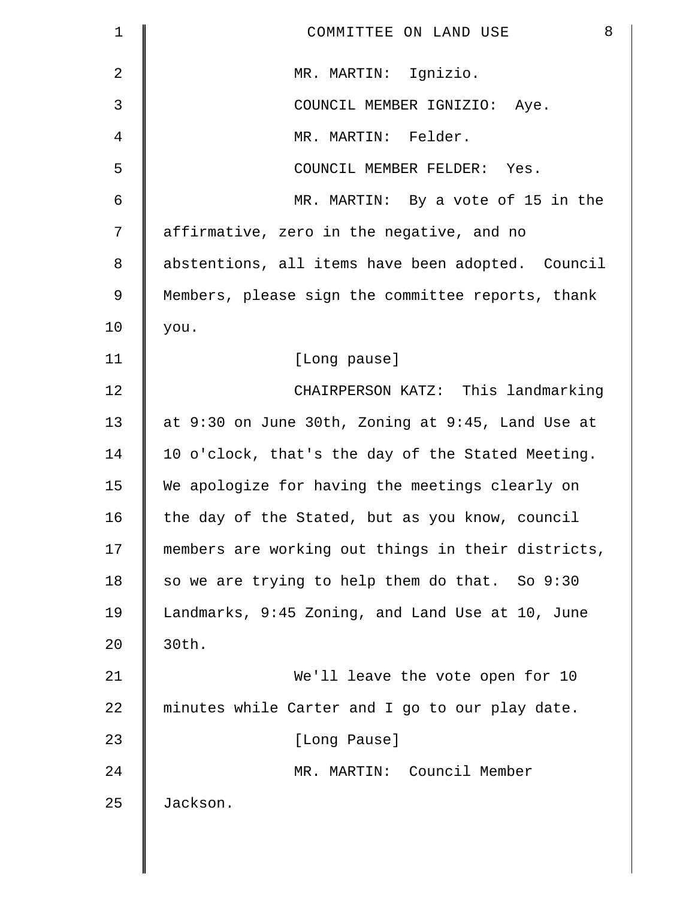MR. MARTIN: Ignizio.

COUNCIL MEMBER IGNIZIO: Aye.

MR. MARTIN: Felder.

COUNCIL MEMBER FELDER: Yes.

MR. MARTIN: By a vote of 15 in the affirmative, zero in the negative, and no abstentions, all items have been adopted. Council Members, please sign the committee reports, thank you.

[Long pause]

CHAIRPERSON KATZ: This landmarking at 9:30 on June 30th, Zoning at 9:45, Land Use at 10 o'clock, that's the day of the Stated Meeting. We apologize for having the meetings clearly on the day of the Stated, but as you know, council members are working out things in their districts, so we are trying to help them do that. So 9:30 Landmarks, 9:45 Zoning, and Land Use at 10, June 30th.

We'll leave the vote open for 10 minutes while Carter and I go to our play date.

[Long Pause]

MR. MARTIN: Council Member Jackson.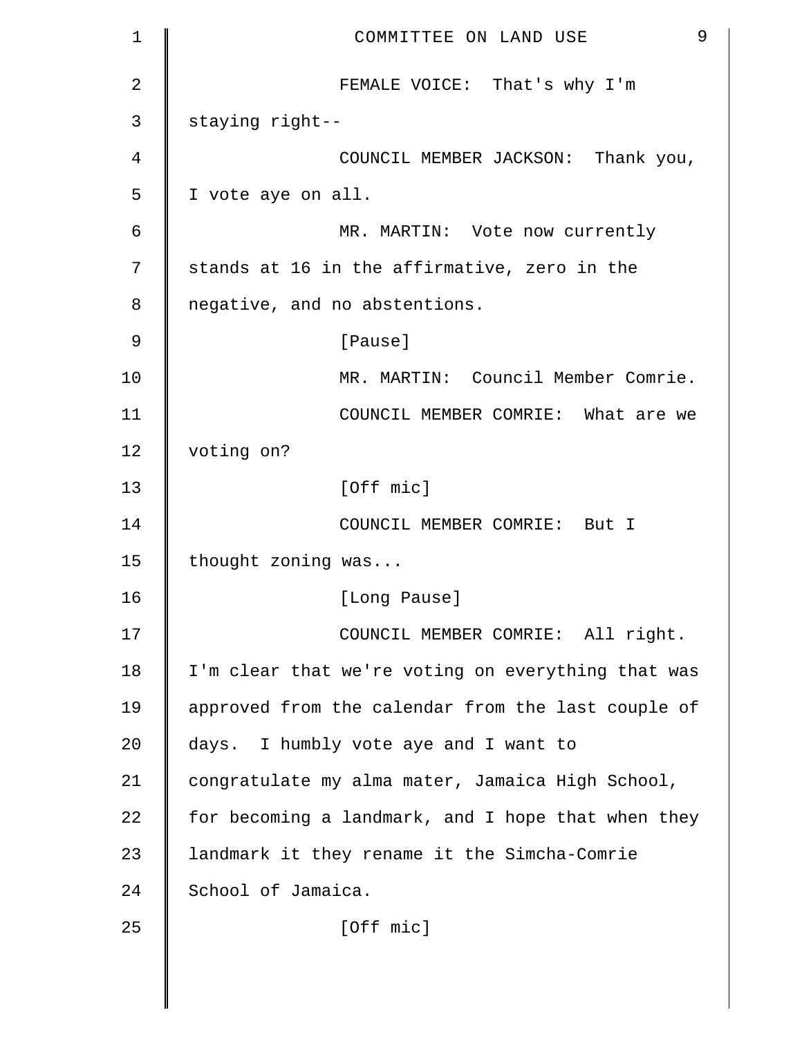FEMALE VOICE: That's why I'm staying right--

COUNCIL MEMBER JACKSON: Thank you, I vote aye on all.

MR. MARTIN: Vote now currently stands at 16 in the affirmative, zero in the negative, and no abstentions.

[Pause]

MR. MARTIN: Council Member Comrie.

COUNCIL MEMBER COMRIE: What are we voting on?

[Off mic]

COUNCIL MEMBER COMRIE: But I thought zoning was...

[Long Pause]

COUNCIL MEMBER COMRIE: All right. I'm clear that we're voting on everything that was approved from the calendar from the last couple of days. I humbly vote aye and I want to congratulate my alma mater, Jamaica High School, for becoming a landmark, and I hope that when they landmark it they rename it the Simcha-Comrie School of Jamaica.

[Off mic]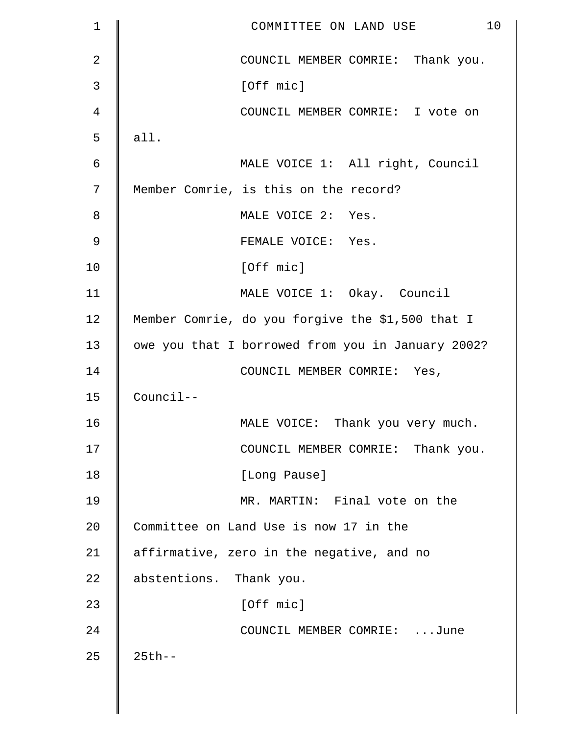COUNCIL MEMBER COMRIE: Thank you.

[Off mic]

COUNCIL MEMBER COMRIE: I vote on all.

MALE VOICE 1: All right, Council Member Comrie, is this on the record?

MALE VOICE 2: Yes.

FEMALE VOICE: Yes.

[Off mic]

MALE VOICE 1: Okay. Council Member Comrie, do you forgive the $1,500 that I owe you that I borrowed from you in January 2002?

COUNCIL MEMBER COMRIE: Yes, Council--

MALE VOICE: Thank you very much.

COUNCIL MEMBER COMRIE: Thank you.

[Long Pause]

MR. MARTIN: Final vote on the Committee on Land Use is now 17 in the affirmative, zero in the negative, and no abstentions. Thank you.

[Off mic]

COUNCIL MEMBER COMRIE: ...June 25th--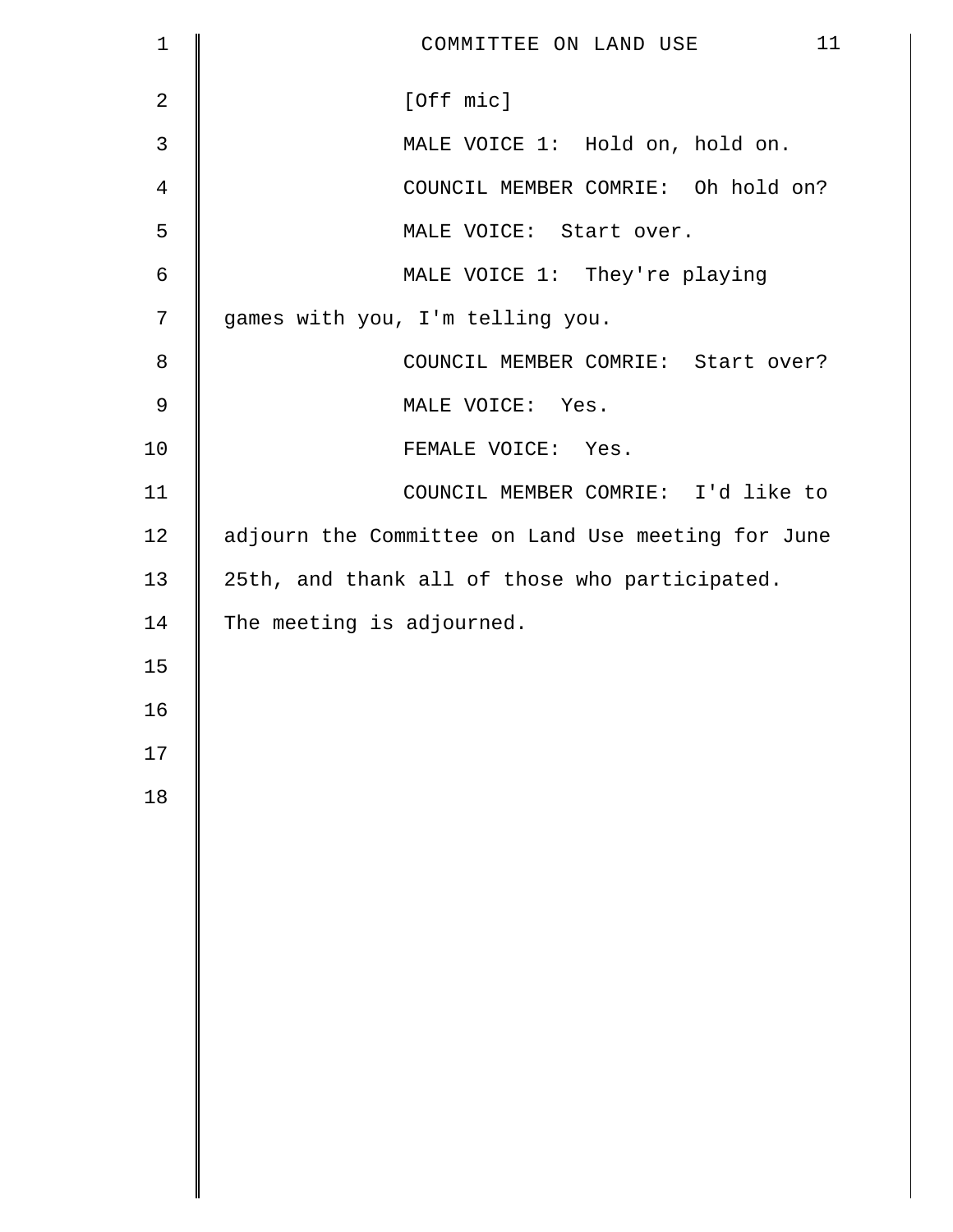[Off mic]

MALE VOICE 1: Hold on, hold on.

COUNCIL MEMBER COMRIE: Oh hold on?

MALE VOICE: Start over.

MALE VOICE 1: They're playing games with you, I'm telling you.

COUNCIL MEMBER COMRIE: Start over?

MALE VOICE: Yes.

FEMALE VOICE: Yes.

COUNCIL MEMBER COMRIE: I'd like to adjourn the Committee on Land Use meeting for June 25th, and thank all of those who participated. The meeting is adjourned.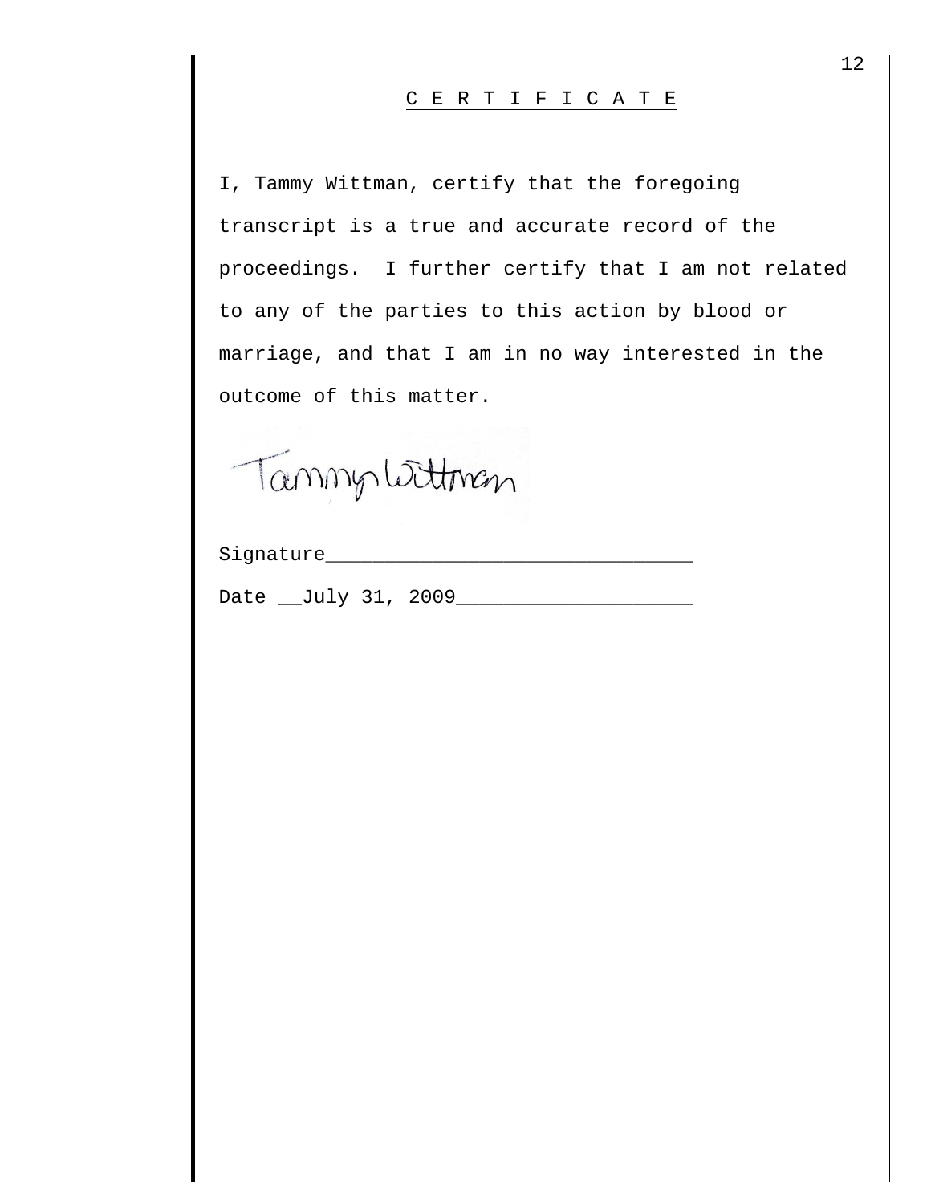# C E R T I F I C A T E

I, Tammy Wittman, certify that the foregoing transcript is a true and accurate record of the proceedings. I further certify that I am not related to any of the parties to this action by blood or marriage, and that I am in no way interested in the outcome of this matter.

Tammy Wittman

Signature________________________________

Date __July 31, 2009____________________